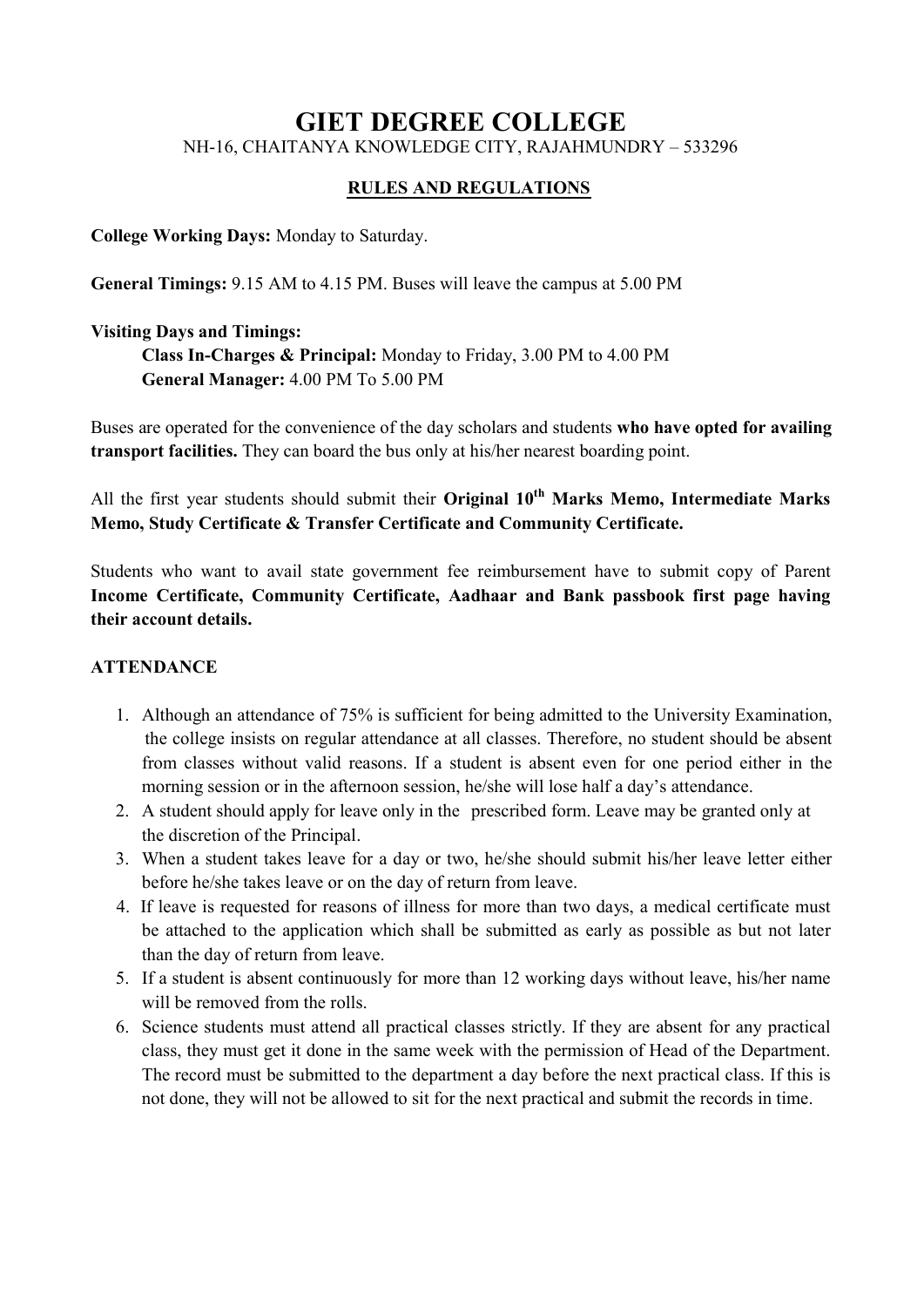# GIET DEGREE COLLEGE

NH-16, CHAITANYA KNOWLEDGE CITY, RAJAHMUNDRY – 533296

## RULES AND REGULATIONS

**College Working Days:** Monday to Saturday.

**General Timings:** 9.15 AM to 4.15 PM. Buses will leave the campus at 5.00 PM

**Visiting Days and Timings:**

**Class In-Charges & Principal:** Monday to Friday, 3.00 PM to 4.00 PM
**General Manager:** 4.00 PM To 5.00 PM

Buses are operated for the convenience of the day scholars and students **who have opted for availing transport facilities.** They can board the bus only at his/her nearest boarding point.

All the first year students should submit their **Original 10th Marks Memo, Intermediate Marks Memo, Study Certificate & Transfer Certificate and Community Certificate.**

Students who want to avail state government fee reimbursement have to submit copy of Parent **Income Certificate, Community Certificate, Aadhaar and Bank passbook first page having their account details.**

### ATTENDANCE

1. Although an attendance of 75% is sufficient for being admitted to the University Examination, the college insists on regular attendance at all classes. Therefore, no student should be absent from classes without valid reasons. If a student is absent even for one period either in the morning session or in the afternoon session, he/she will lose half a day's attendance.
2. A student should apply for leave only in the prescribed form. Leave may be granted only at the discretion of the Principal.
3. When a student takes leave for a day or two, he/she should submit his/her leave letter either before he/she takes leave or on the day of return from leave.
4. If leave is requested for reasons of illness for more than two days, a medical certificate must be attached to the application which shall be submitted as early as possible as but not later than the day of return from leave.
5. If a student is absent continuously for more than 12 working days without leave, his/her name will be removed from the rolls.
6. Science students must attend all practical classes strictly. If they are absent for any practical class, they must get it done in the same week with the permission of Head of the Department. The record must be submitted to the department a day before the next practical class. If this is not done, they will not be allowed to sit for the next practical and submit the records in time.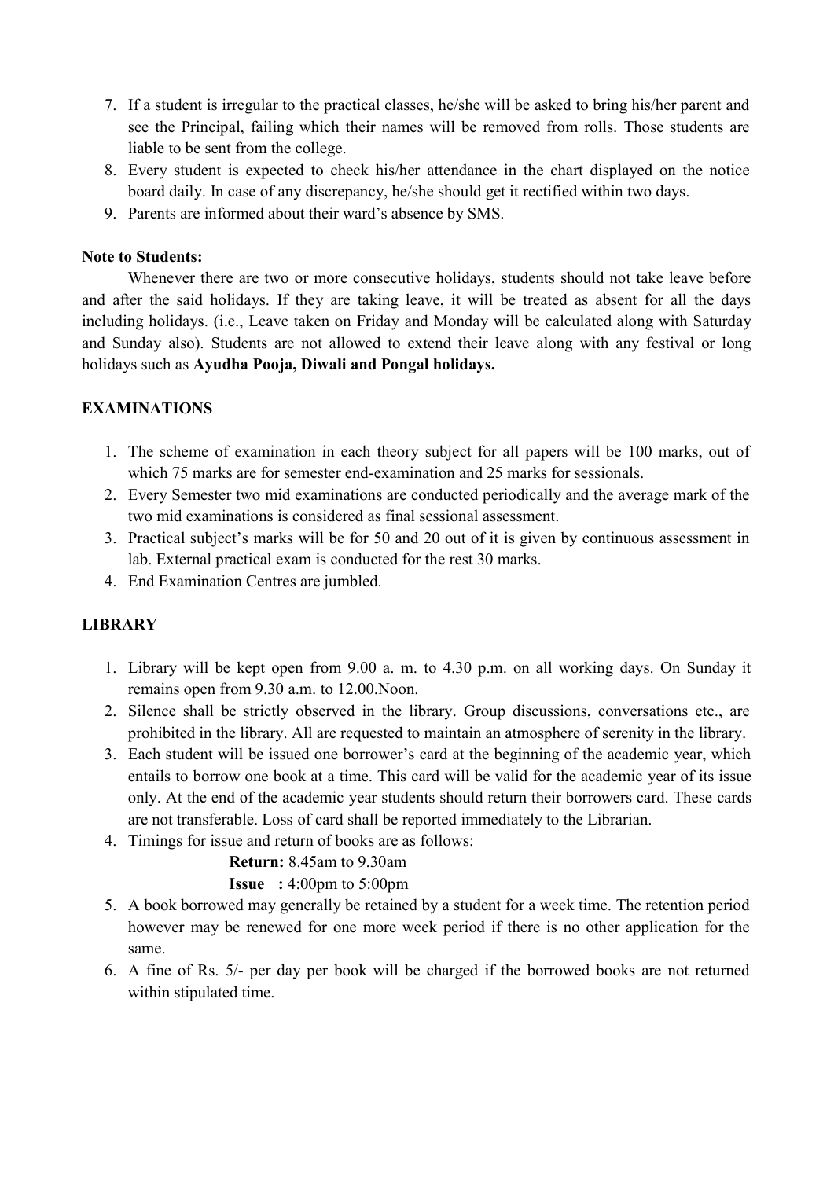7. If a student is irregular to the practical classes, he/she will be asked to bring his/her parent and see the Principal, failing which their names will be removed from rolls. Those students are liable to be sent from the college.
8. Every student is expected to check his/her attendance in the chart displayed on the notice board daily. In case of any discrepancy, he/she should get it rectified within two days.
9. Parents are informed about their ward's absence by SMS.

**Note to Students:**

Whenever there are two or more consecutive holidays, students should not take leave before and after the said holidays. If they are taking leave, it will be treated as absent for all the days including holidays. (i.e., Leave taken on Friday and Monday will be calculated along with Saturday and Sunday also). Students are not allowed to extend their leave along with any festival or long holidays such as **Ayudha Pooja, Diwali and Pongal holidays.**

## EXAMINATIONS

1. The scheme of examination in each theory subject for all papers will be 100 marks, out of which 75 marks are for semester end-examination and 25 marks for sessionals.
2. Every Semester two mid examinations are conducted periodically and the average mark of the two mid examinations is considered as final sessional assessment.
3. Practical subject's marks will be for 50 and 20 out of it is given by continuous assessment in lab. External practical exam is conducted for the rest 30 marks.
4. End Examination Centres are jumbled.

## LIBRARY

1. Library will be kept open from 9.00 a. m. to 4.30 p.m. on all working days. On Sunday it remains open from 9.30 a.m. to 12.00.Noon.
2. Silence shall be strictly observed in the library. Group discussions, conversations etc., are prohibited in the library. All are requested to maintain an atmosphere of serenity in the library.
3. Each student will be issued one borrower's card at the beginning of the academic year, which entails to borrow one book at a time. This card will be valid for the academic year of its issue only. At the end of the academic year students should return their borrowers card. These cards are not transferable. Loss of card shall be reported immediately to the Librarian.
4. Timings for issue and return of books are as follows:

   **Return:** 8.45am to 9.30am

   **Issue :** 4:00pm to 5:00pm
5. A book borrowed may generally be retained by a student for a week time. The retention period however may be renewed for one more week period if there is no other application for the same.
6. A fine of Rs. 5/- per day per book will be charged if the borrowed books are not returned within stipulated time.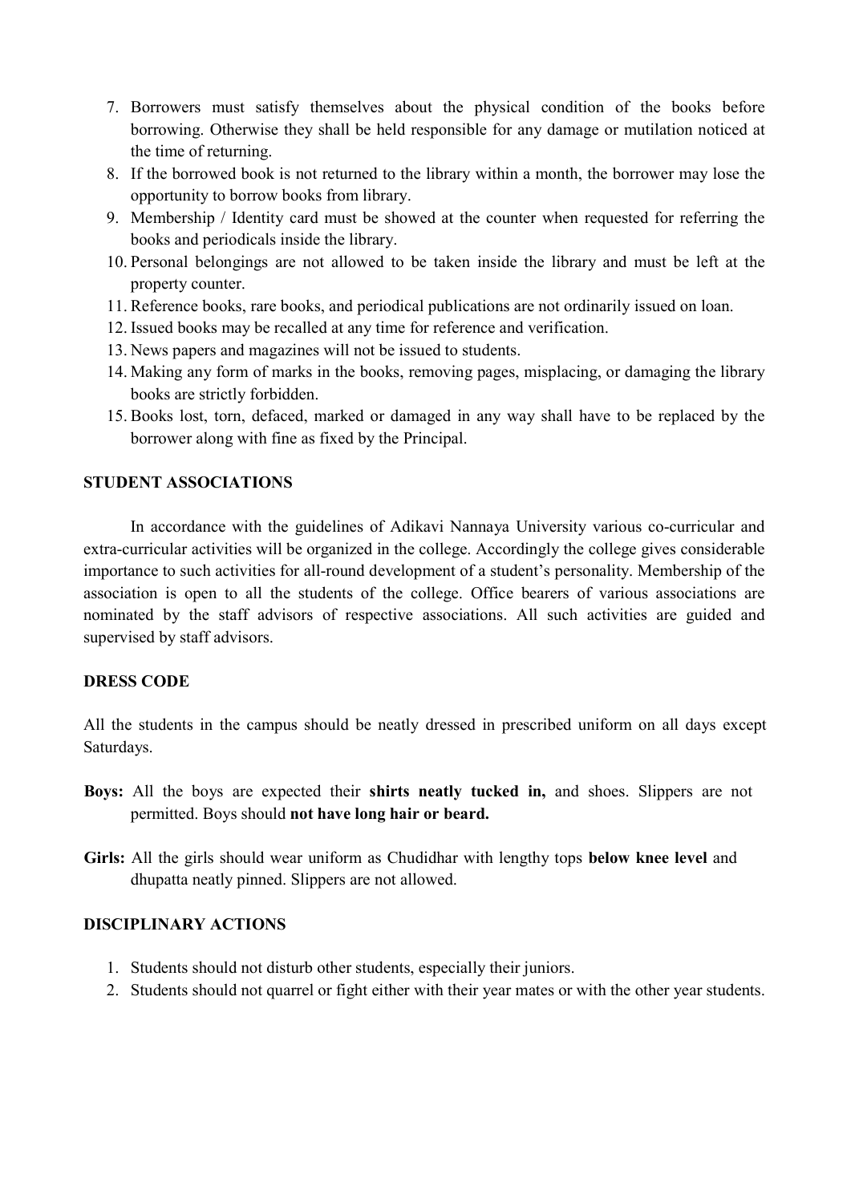7. Borrowers must satisfy themselves about the physical condition of the books before borrowing. Otherwise they shall be held responsible for any damage or mutilation noticed at the time of returning.
8. If the borrowed book is not returned to the library within a month, the borrower may lose the opportunity to borrow books from library.
9. Membership / Identity card must be showed at the counter when requested for referring the books and periodicals inside the library.
10. Personal belongings are not allowed to be taken inside the library and must be left at the property counter.
11. Reference books, rare books, and periodical publications are not ordinarily issued on loan.
12. Issued books may be recalled at any time for reference and verification.
13. News papers and magazines will not be issued to students.
14. Making any form of marks in the books, removing pages, misplacing, or damaging the library books are strictly forbidden.
15. Books lost, torn, defaced, marked or damaged in any way shall have to be replaced by the borrower along with fine as fixed by the Principal.

## STUDENT ASSOCIATIONS

In accordance with the guidelines of Adikavi Nannaya University various co-curricular and extra-curricular activities will be organized in the college. Accordingly the college gives considerable importance to such activities for all-round development of a student's personality. Membership of the association is open to all the students of the college. Office bearers of various associations are nominated by the staff advisors of respective associations. All such activities are guided and supervised by staff advisors.

## DRESS CODE

All the students in the campus should be neatly dressed in prescribed uniform on all days except Saturdays.

**Boys:** All the boys are expected their **shirts neatly tucked in,** and shoes. Slippers are not permitted. Boys should **not have long hair or beard.**

**Girls:** All the girls should wear uniform as Chudidhar with lengthy tops **below knee level** and dhupatta neatly pinned. Slippers are not allowed.

## DISCIPLINARY ACTIONS

1. Students should not disturb other students, especially their juniors.
2. Students should not quarrel or fight either with their year mates or with the other year students.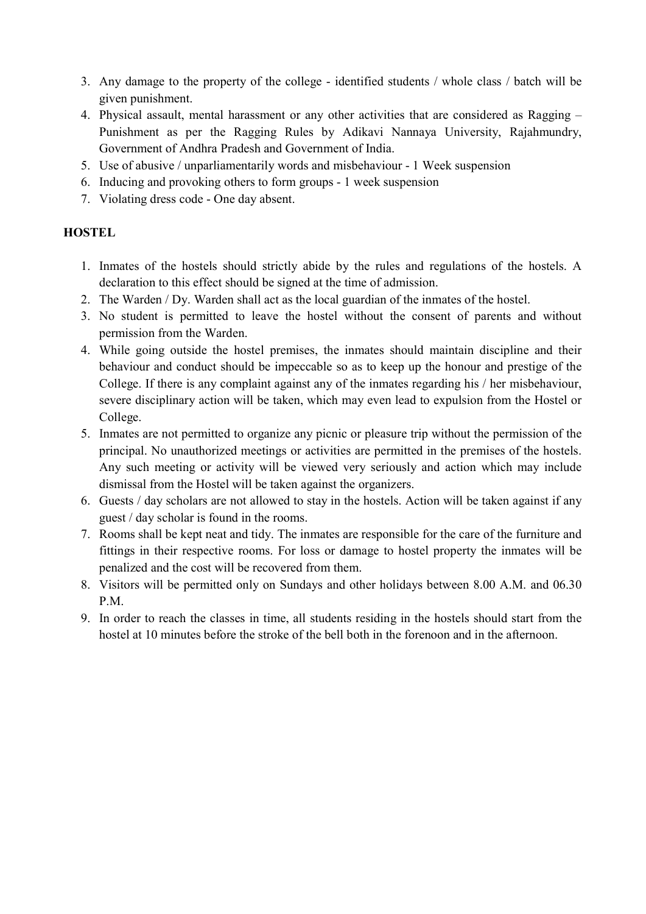3. Any damage to the property of the college - identified students / whole class / batch will be given punishment.
4. Physical assault, mental harassment or any other activities that are considered as Ragging – Punishment as per the Ragging Rules by Adikavi Nannaya University, Rajahmundry, Government of Andhra Pradesh and Government of India.
5. Use of abusive / unparliamentarily words and misbehaviour - 1 Week suspension
6. Inducing and provoking others to form groups - 1 week suspension
7. Violating dress code - One day absent.

**HOSTEL**

1. Inmates of the hostels should strictly abide by the rules and regulations of the hostels. A declaration to this effect should be signed at the time of admission.
2. The Warden / Dy. Warden shall act as the local guardian of the inmates of the hostel.
3. No student is permitted to leave the hostel without the consent of parents and without permission from the Warden.
4. While going outside the hostel premises, the inmates should maintain discipline and their behaviour and conduct should be impeccable so as to keep up the honour and prestige of the College. If there is any complaint against any of the inmates regarding his / her misbehaviour, severe disciplinary action will be taken, which may even lead to expulsion from the Hostel or College.
5. Inmates are not permitted to organize any picnic or pleasure trip without the permission of the principal. No unauthorized meetings or activities are permitted in the premises of the hostels. Any such meeting or activity will be viewed very seriously and action which may include dismissal from the Hostel will be taken against the organizers.
6. Guests / day scholars are not allowed to stay in the hostels. Action will be taken against if any guest / day scholar is found in the rooms.
7. Rooms shall be kept neat and tidy. The inmates are responsible for the care of the furniture and fittings in their respective rooms. For loss or damage to hostel property the inmates will be penalized and the cost will be recovered from them.
8. Visitors will be permitted only on Sundays and other holidays between 8.00 A.M. and 06.30 P.M.
9. In order to reach the classes in time, all students residing in the hostels should start from the hostel at 10 minutes before the stroke of the bell both in the forenoon and in the afternoon.